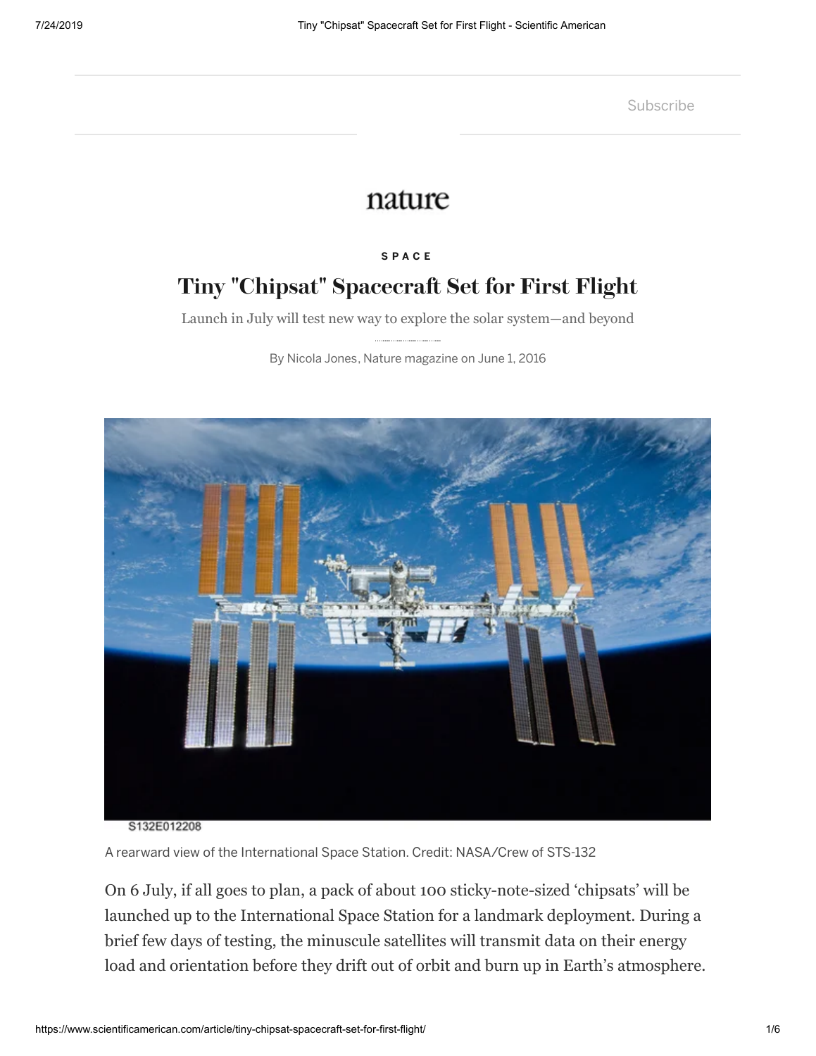Subscribe

nature

SPACE

# Tiny "Chipsat" Spacecraft Set for First Flight

Launch in July will test new way to explore the solar system—and beyond

By Nicola Jones, Nature magazine on June 1, 2016

S132E012208

A rearward view of the International Space Station. Credit: NASA/Crew of STS-132

On 6 July, if all goes to plan, a pack of about 100 sticky-note-sized 'chipsats' will be launched up to the International Space Station for a landmark deployment. During a brief few days of testing, the minuscule satellites will transmit data on their energy load and orientation before they drift out of orbit and burn up in Earth's atmosphere.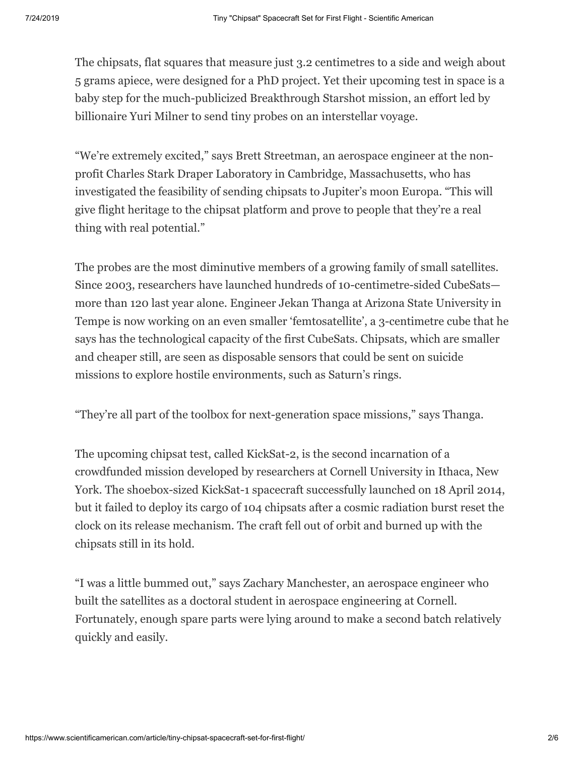The chipsats, flat squares that measure just 3.2 centimetres to a side and weigh about 5 grams apiece, were designed for a PhD project. Yet their upcoming test in space is a baby step for the much-publicized Breakthrough Starshot mission, an effort led by billionaire Yuri Milner to send tiny probes on an interstellar voyage.

“We’re extremely excited,” says Brett Streetman, an aerospace engineer at the non-profit Charles Stark Draper Laboratory in Cambridge, Massachusetts, who has investigated the feasibility of sending chipsats to Jupiter’s moon Europa. “This will give flight heritage to the chipsat platform and prove to people that they’re a real thing with real potential.”

The probes are the most diminutive members of a growing family of small satellites. Since 2003, researchers have launched hundreds of 10-centimetre-sided CubeSats—more than 120 last year alone. Engineer Jekan Thanga at Arizona State University in Tempe is now working on an even smaller ‘femtosatellite’, a 3-centimetre cube that he says has the technological capacity of the first CubeSats. Chipsats, which are smaller and cheaper still, are seen as disposable sensors that could be sent on suicide missions to explore hostile environments, such as Saturn’s rings.

“They’re all part of the toolbox for next-generation space missions,” says Thanga.

The upcoming chipsat test, called KickSat-2, is the second incarnation of a crowdfunded mission developed by researchers at Cornell University in Ithaca, New York. The shoebox-sized KickSat-1 spacecraft successfully launched on 18 April 2014, but it failed to deploy its cargo of 104 chipsats after a cosmic radiation burst reset the clock on its release mechanism. The craft fell out of orbit and burned up with the chipsats still in its hold.

“I was a little bummed out,” says Zachary Manchester, an aerospace engineer who built the satellites as a doctoral student in aerospace engineering at Cornell. Fortunately, enough spare parts were lying around to make a second batch relatively quickly and easily.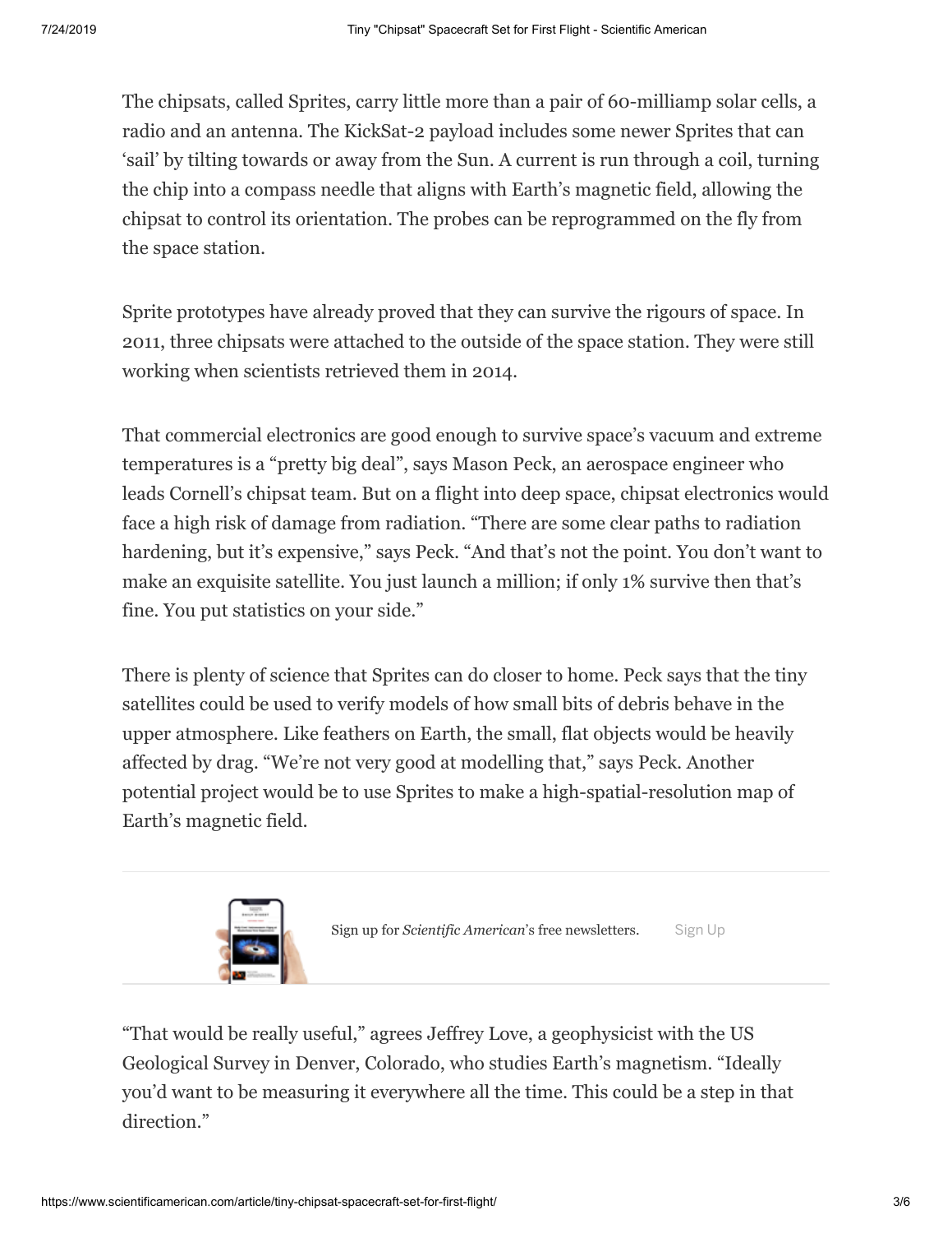The chipsats, called Sprites, carry little more than a pair of 60-milliamp solar cells, a radio and an antenna. The KickSat-2 payload includes some newer Sprites that can 'sail' by tilting towards or away from the Sun. A current is run through a coil, turning the chip into a compass needle that aligns with Earth's magnetic field, allowing the chipsat to control its orientation. The probes can be reprogrammed on the fly from the space station.

Sprite prototypes have already proved that they can survive the rigours of space. In 2011, three chipsats were attached to the outside of the space station. They were still working when scientists retrieved them in 2014.

That commercial electronics are good enough to survive space's vacuum and extreme temperatures is a "pretty big deal", says Mason Peck, an aerospace engineer who leads Cornell's chipsat team. But on a flight into deep space, chipsat electronics would face a high risk of damage from radiation. "There are some clear paths to radiation hardening, but it's expensive," says Peck. "And that's not the point. You don't want to make an exquisite satellite. You just launch a million; if only 1% survive then that's fine. You put statistics on your side."

There is plenty of science that Sprites can do closer to home. Peck says that the tiny satellites could be used to verify models of how small bits of debris behave in the upper atmosphere. Like feathers on Earth, the small, flat objects would be heavily affected by drag. "We're not very good at modelling that," says Peck. Another potential project would be to use Sprites to make a high-spatial-resolution map of Earth's magnetic field.

Sign up for *Scientific American*'s free newsletters. Sign Up

"That would be really useful," agrees Jeffrey Love, a geophysicist with the US Geological Survey in Denver, Colorado, who studies Earth's magnetism. "Ideally you'd want to be measuring it everywhere all the time. This could be a step in that direction."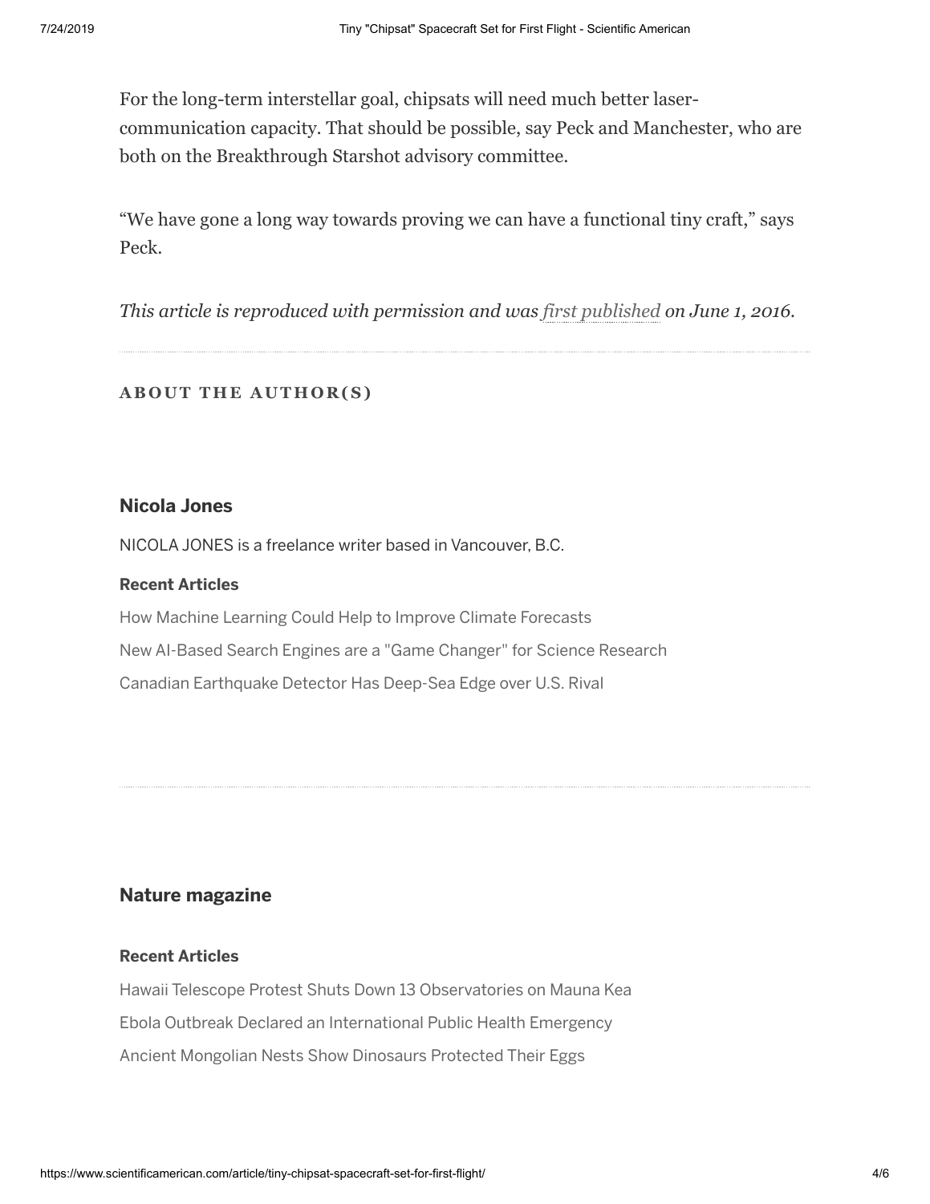For the long-term interstellar goal, chipsats will need much better laser-communication capacity. That should be possible, say Peck and Manchester, who are both on the Breakthrough Starshot advisory committee.

“We have gone a long way towards proving we can have a functional tiny craft,” says Peck.

*This article is reproduced with permission and was first published on June 1, 2016.*

---

**ABOUT THE AUTHOR(S)**

### Nicola Jones

NICOLA JONES is a freelance writer based in Vancouver, B.C.

**Recent Articles**

How Machine Learning Could Help to Improve Climate Forecasts

New AI-Based Search Engines are a "Game Changer" for Science Research

Canadian Earthquake Detector Has Deep-Sea Edge over U.S. Rival

---

### Nature magazine

**Recent Articles**

Hawaii Telescope Protest Shuts Down 13 Observatories on Mauna Kea

Ebola Outbreak Declared an International Public Health Emergency

Ancient Mongolian Nests Show Dinosaurs Protected Their Eggs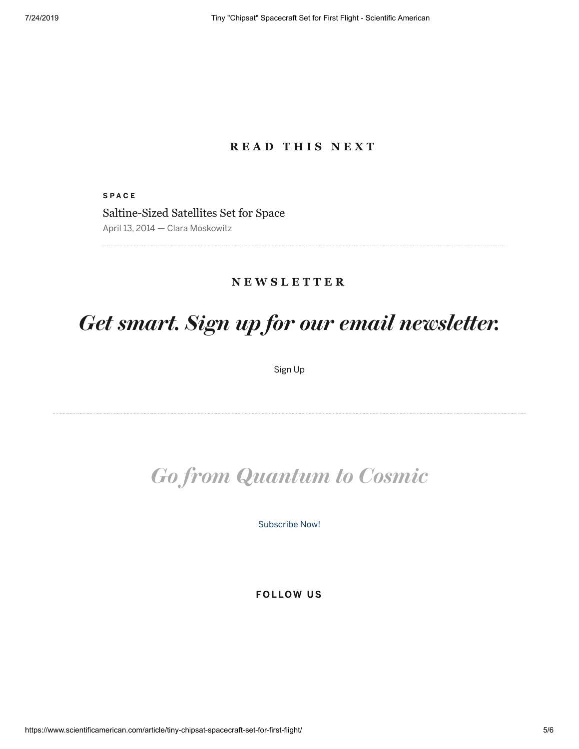## READ THIS NEXT

**SPACE**

Saltine-Sized Satellites Set for Space

April 13, 2014 — Clara Moskowitz

---

## NEWSLETTER

# *Get smart. Sign up for our email newsletter.*

Sign Up

---

# *Go from Quantum to Cosmic*

Subscribe Now!

**FOLLOW US**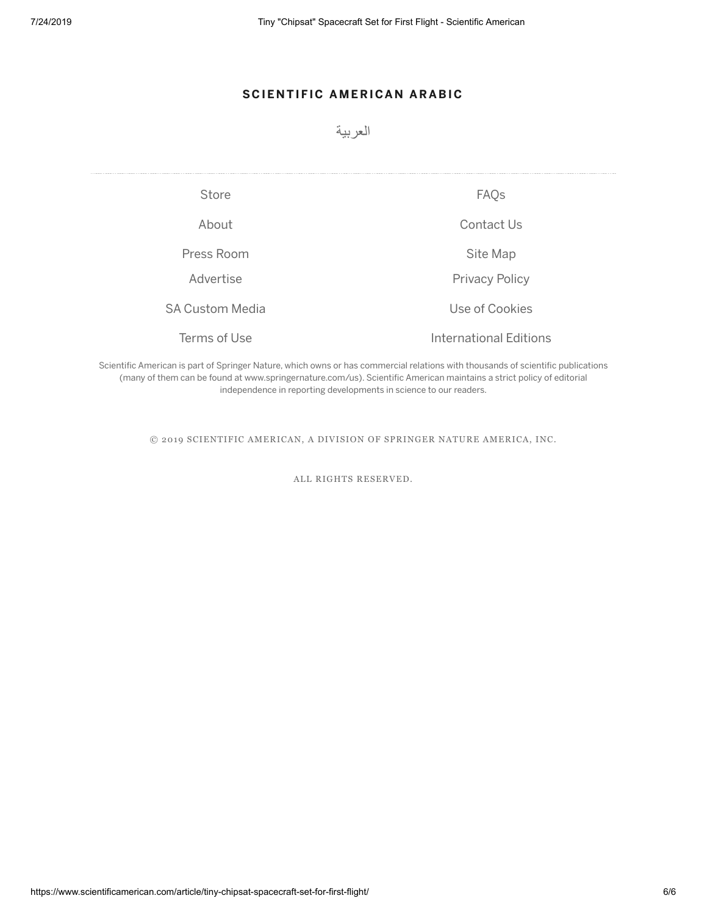## SCIENTIFIC AMERICAN ARABIC

العربية

---

Store

About

Press Room

Advertise

SA Custom Media

Terms of Use

FAQs

Contact Us

Site Map

Privacy Policy

Use of Cookies

International Editions

Scientific American is part of Springer Nature, which owns or has commercial relations with thousands of scientific publications (many of them can be found at www.springernature.com/us). Scientific American maintains a strict policy of editorial independence in reporting developments in science to our readers.

© 2019 SCIENTIFIC AMERICAN, A DIVISION OF SPRINGER NATURE AMERICA, INC.

ALL RIGHTS RESERVED.